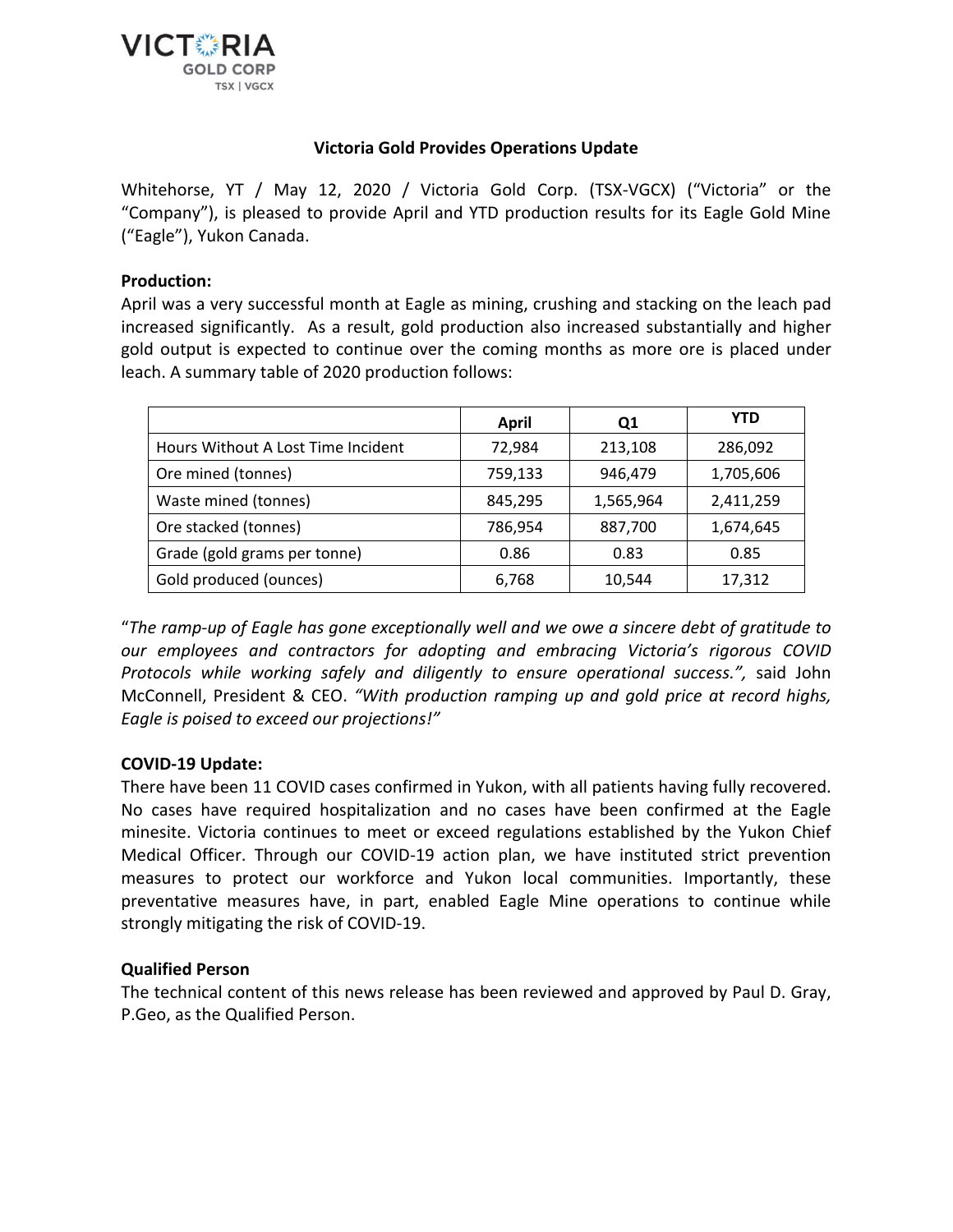VICTORIA GOLD CORP
TSX | VGCX

## Victoria Gold Provides Operations Update

Whitehorse, YT / May 12, 2020 / Victoria Gold Corp. (TSX-VGCX) ("Victoria" or the "Company"), is pleased to provide April and YTD production results for its Eagle Gold Mine ("Eagle"), Yukon Canada.

**Production:**
April was a very successful month at Eagle as mining, crushing and stacking on the leach pad increased significantly. As a result, gold production also increased substantially and higher gold output is expected to continue over the coming months as more ore is placed under leach. A summary table of 2020 production follows:

| | April | Q1 | YTD |
|---|---|---|---|
| Hours Without A Lost Time Incident | 72,984 | 213,108 | 286,092 |
| Ore mined (tonnes) | 759,133 | 946,479 | 1,705,606 |
| Waste mined (tonnes) | 845,295 | 1,565,964 | 2,411,259 |
| Ore stacked (tonnes) | 786,954 | 887,700 | 1,674,645 |
| Grade (gold grams per tonne) | 0.86 | 0.83 | 0.85 |
| Gold produced (ounces) | 6,768 | 10,544 | 17,312 |

"*The ramp-up of Eagle has gone exceptionally well and we owe a sincere debt of gratitude to our employees and contractors for adopting and embracing Victoria's rigorous COVID Protocols while working safely and diligently to ensure operational success.",* said John McConnell, President & CEO. *"With production ramping up and gold price at record highs, Eagle is poised to exceed our projections!"*

**COVID-19 Update:**
There have been 11 COVID cases confirmed in Yukon, with all patients having fully recovered. No cases have required hospitalization and no cases have been confirmed at the Eagle minesite. Victoria continues to meet or exceed regulations established by the Yukon Chief Medical Officer. Through our COVID-19 action plan, we have instituted strict prevention measures to protect our workforce and Yukon local communities. Importantly, these preventative measures have, in part, enabled Eagle Mine operations to continue while strongly mitigating the risk of COVID-19.

**Qualified Person**
The technical content of this news release has been reviewed and approved by Paul D. Gray, P.Geo, as the Qualified Person.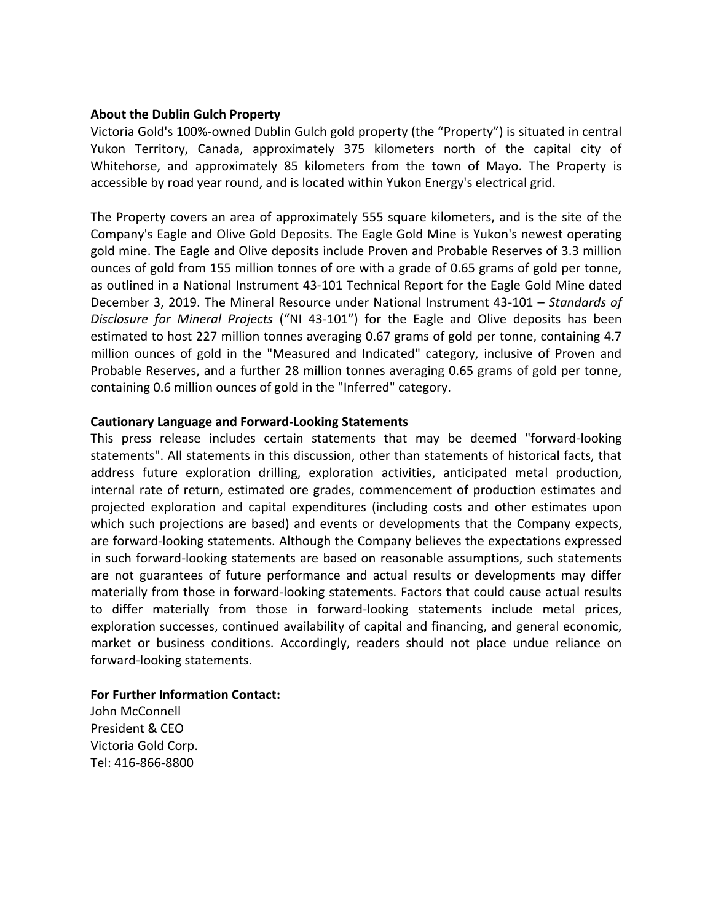**About the Dublin Gulch Property**

Victoria Gold's 100%-owned Dublin Gulch gold property (the "Property") is situated in central Yukon Territory, Canada, approximately 375 kilometers north of the capital city of Whitehorse, and approximately 85 kilometers from the town of Mayo. The Property is accessible by road year round, and is located within Yukon Energy's electrical grid.

The Property covers an area of approximately 555 square kilometers, and is the site of the Company's Eagle and Olive Gold Deposits. The Eagle Gold Mine is Yukon's newest operating gold mine. The Eagle and Olive deposits include Proven and Probable Reserves of 3.3 million ounces of gold from 155 million tonnes of ore with a grade of 0.65 grams of gold per tonne, as outlined in a National Instrument 43-101 Technical Report for the Eagle Gold Mine dated December 3, 2019. The Mineral Resource under National Instrument 43-101 – *Standards of Disclosure for Mineral Projects* ("NI 43-101") for the Eagle and Olive deposits has been estimated to host 227 million tonnes averaging 0.67 grams of gold per tonne, containing 4.7 million ounces of gold in the "Measured and Indicated" category, inclusive of Proven and Probable Reserves, and a further 28 million tonnes averaging 0.65 grams of gold per tonne, containing 0.6 million ounces of gold in the "Inferred" category.

**Cautionary Language and Forward-Looking Statements**

This press release includes certain statements that may be deemed "forward-looking statements". All statements in this discussion, other than statements of historical facts, that address future exploration drilling, exploration activities, anticipated metal production, internal rate of return, estimated ore grades, commencement of production estimates and projected exploration and capital expenditures (including costs and other estimates upon which such projections are based) and events or developments that the Company expects, are forward-looking statements. Although the Company believes the expectations expressed in such forward-looking statements are based on reasonable assumptions, such statements are not guarantees of future performance and actual results or developments may differ materially from those in forward-looking statements. Factors that could cause actual results to differ materially from those in forward-looking statements include metal prices, exploration successes, continued availability of capital and financing, and general economic, market or business conditions. Accordingly, readers should not place undue reliance on forward-looking statements.

**For Further Information Contact:**

John McConnell
President & CEO
Victoria Gold Corp.
Tel: 416-866-8800